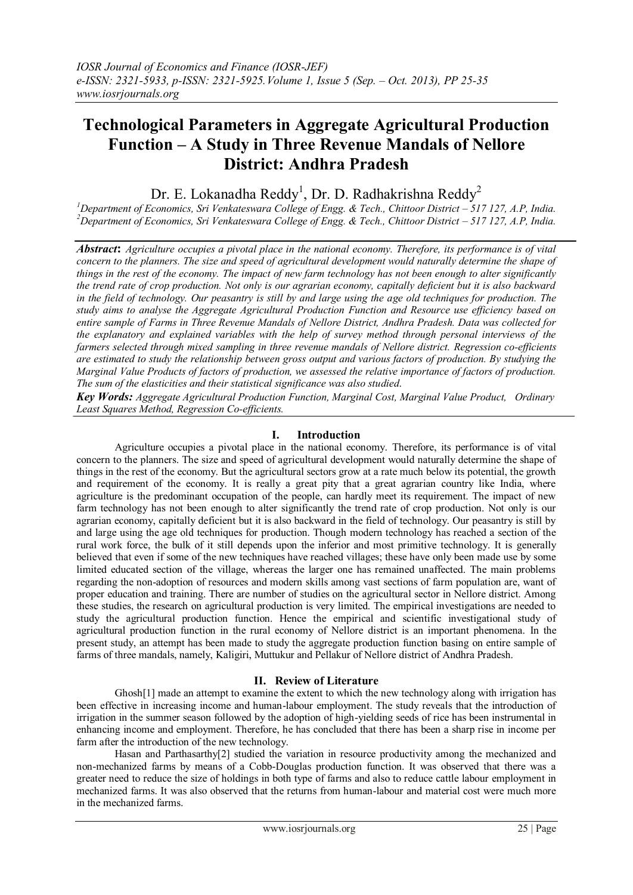# Technological Parameters in Aggregate Agricultural Production Function – A Study in Three Revenue Mandals of Nellore District: Andhra Pradesh

Dr. E. Lokanadha Reddy[1], Dr. D. Radhakrishna Reddy[2]

[1]*Department of Economics, Sri Venkateswara College of Engg. & Tech., Chittoor District – 517 127, A.P, India.*
[2]*Department of Economics, Sri Venkateswara College of Engg. & Tech., Chittoor District – 517 127, A.P, India.*

***Abstract*:** *Agriculture occupies a pivotal place in the national economy. Therefore, its performance is of vital concern to the planners. The size and speed of agricultural development would naturally determine the shape of things in the rest of the economy. The impact of new farm technology has not been enough to alter significantly the trend rate of crop production. Not only is our agrarian economy, capitally deficient but it is also backward in the field of technology. Our peasantry is still by and large using the age old techniques for production. The study aims to analyse the Aggregate Agricultural Production Function and Resource use efficiency based on entire sample of Farms in Three Revenue Mandals of Nellore District, Andhra Pradesh. Data was collected for the explanatory and explained variables with the help of survey method through personal interviews of the farmers selected through mixed sampling in three revenue mandals of Nellore district. Regression co-efficients are estimated to study the relationship between gross output and various factors of production. By studying the Marginal Value Products of factors of production, we assessed the relative importance of factors of production. The sum of the elasticities and their statistical significance was also studied.*

***Key Words:*** *Aggregate Agricultural Production Function, Marginal Cost, Marginal Value Product, Ordinary Least Squares Method, Regression Co-efficients.*

## I. Introduction

Agriculture occupies a pivotal place in the national economy. Therefore, its performance is of vital concern to the planners. The size and speed of agricultural development would naturally determine the shape of things in the rest of the economy. But the agricultural sectors grow at a rate much below its potential, the growth and requirement of the economy. It is really a great pity that a great agrarian country like India, where agriculture is the predominant occupation of the people, can hardly meet its requirement. The impact of new farm technology has not been enough to alter significantly the trend rate of crop production. Not only is our agrarian economy, capitally deficient but it is also backward in the field of technology. Our peasantry is still by and large using the age old techniques for production. Though modern technology has reached a section of the rural work force, the bulk of it still depends upon the inferior and most primitive technology. It is generally believed that even if some of the new techniques have reached villages; these have only been made use by some limited educated section of the village, whereas the larger one has remained unaffected. The main problems regarding the non-adoption of resources and modern skills among vast sections of farm population are, want of proper education and training. There are number of studies on the agricultural sector in Nellore district. Among these studies, the research on agricultural production is very limited. The empirical investigations are needed to study the agricultural production function. Hence the empirical and scientific investigational study of agricultural production function in the rural economy of Nellore district is an important phenomena. In the present study, an attempt has been made to study the aggregate production function basing on entire sample of farms of three mandals, namely, Kaligiri, Muttukur and Pellakur of Nellore district of Andhra Pradesh.

## II. Review of Literature

Ghosh[1] made an attempt to examine the extent to which the new technology along with irrigation has been effective in increasing income and human-labour employment. The study reveals that the introduction of irrigation in the summer season followed by the adoption of high-yielding seeds of rice has been instrumental in enhancing income and employment. Therefore, he has concluded that there has been a sharp rise in income per farm after the introduction of the new technology.

Hasan and Parthasarthy[2] studied the variation in resource productivity among the mechanized and non-mechanized farms by means of a Cobb-Douglas production function. It was observed that there was a greater need to reduce the size of holdings in both type of farms and also to reduce cattle labour employment in mechanized farms. It was also observed that the returns from human-labour and material cost were much more in the mechanized farms.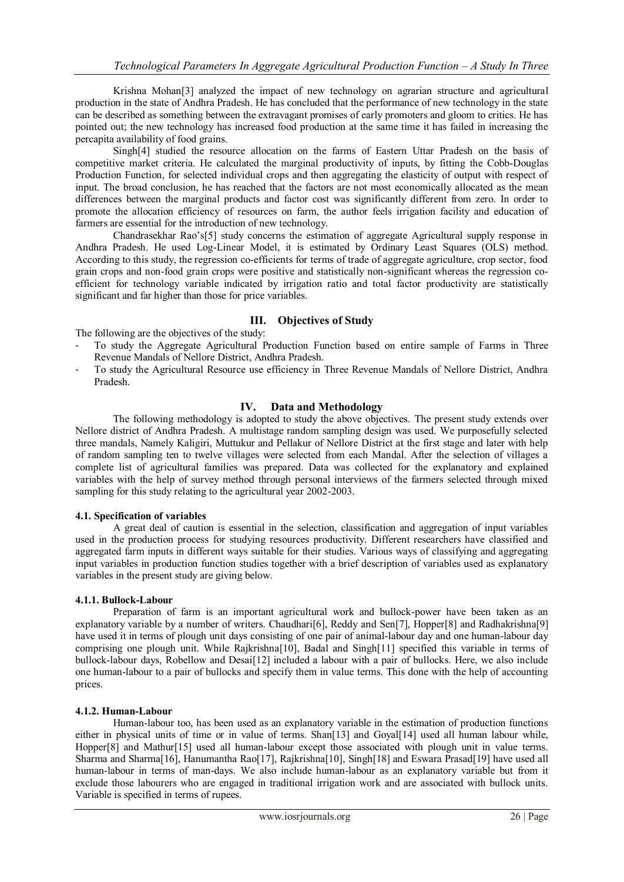Krishna Mohan[3] analyzed the impact of new technology on agrarian structure and agricultural production in the state of Andhra Pradesh. He has concluded that the performance of new technology in the state can be described as something between the extravagant promises of early promoters and gloom to critics. He has pointed out; the new technology has increased food production at the same time it has failed in increasing the percapita availability of food grains.

Singh[4] studied the resource allocation on the farms of Eastern Uttar Pradesh on the basis of competitive market criteria. He calculated the marginal productivity of inputs, by fitting the Cobb-Douglas Production Function, for selected individual crops and then aggregating the elasticity of output with respect of input. The broad conclusion, he has reached that the factors are not most economically allocated as the mean differences between the marginal products and factor cost was significantly different from zero. In order to promote the allocation efficiency of resources on farm, the author feels irrigation facility and education of farmers are essential for the introduction of new technology.

Chandrasekhar Rao's[5] study concerns the estimation of aggregate Agricultural supply response in Andhra Pradesh. He used Log-Linear Model, it is estimated by Ordinary Least Squares (OLS) method. According to this study, the regression co-efficients for terms of trade of aggregate agriculture, crop sector, food grain crops and non-food grain crops were positive and statistically non-significant whereas the regression co-efficient for technology variable indicated by irrigation ratio and total factor productivity are statistically significant and far higher than those for price variables.

## III. Objectives of Study

The following are the objectives of the study:

- To study the Aggregate Agricultural Production Function based on entire sample of Farms in Three Revenue Mandals of Nellore District, Andhra Pradesh.
- To study the Agricultural Resource use efficiency in Three Revenue Mandals of Nellore District, Andhra Pradesh.

## IV. Data and Methodology

The following methodology is adopted to study the above objectives. The present study extends over Nellore district of Andhra Pradesh. A multistage random sampling design was used. We purposefully selected three mandals, Namely Kaligiri, Muttukur and Pellakur of Nellore District at the first stage and later with help of random sampling ten to twelve villages were selected from each Mandal. After the selection of villages a complete list of agricultural families was prepared. Data was collected for the explanatory and explained variables with the help of survey method through personal interviews of the farmers selected through mixed sampling for this study relating to the agricultural year 2002-2003.

### 4.1. Specification of variables

A great deal of caution is essential in the selection, classification and aggregation of input variables used in the production process for studying resources productivity. Different researchers have classified and aggregated farm inputs in different ways suitable for their studies. Various ways of classifying and aggregating input variables in production function studies together with a brief description of variables used as explanatory variables in the present study are giving below.

#### 4.1.1. Bullock-Labour

Preparation of farm is an important agricultural work and bullock-power have been taken as an explanatory variable by a number of writers. Chaudhari[6], Reddy and Sen[7], Hopper[8] and Radhakrishna[9] have used it in terms of plough unit days consisting of one pair of animal-labour day and one human-labour day comprising one plough unit. While Rajkrishna[10], Badal and Singh[11] specified this variable in terms of bullock-labour days, Robellow and Desai[12] included a labour with a pair of bullocks. Here, we also include one human-labour to a pair of bullocks and specify them in value terms. This done with the help of accounting prices.

#### 4.1.2. Human-Labour

Human-labour too, has been used as an explanatory variable in the estimation of production functions either in physical units of time or in value of terms. Shan[13] and Goyal[14] used all human labour while, Hopper[8] and Mathur[15] used all human-labour except those associated with plough unit in value terms. Sharma and Sharma[16], Hanumantha Rao[17], Rajkrishna[10], Singh[18] and Eswara Prasad[19] have used all human-labour in terms of man-days. We also include human-labour as an explanatory variable but from it exclude those labourers who are engaged in traditional irrigation work and are associated with bullock units. Variable is specified in terms of rupees.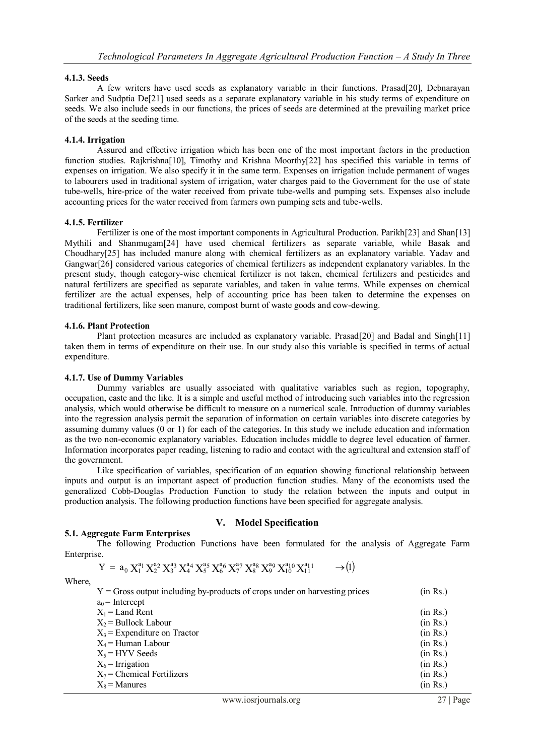#### 4.1.3. Seeds

A few writers have used seeds as explanatory variable in their functions. Prasad[20], Debnarayan Sarker and Sudptia De[21] used seeds as a separate explanatory variable in his study terms of expenditure on seeds. We also include seeds in our functions, the prices of seeds are determined at the prevailing market price of the seeds at the seeding time.

#### 4.1.4. Irrigation

Assured and effective irrigation which has been one of the most important factors in the production function studies. Rajkrishna[10], Timothy and Krishna Moorthy[22] has specified this variable in terms of expenses on irrigation. We also specify it in the same term. Expenses on irrigation include permanent of wages to labourers used in traditional system of irrigation, water charges paid to the Government for the use of state tube-wells, hire-price of the water received from private tube-wells and pumping sets. Expenses also include accounting prices for the water received from farmers own pumping sets and tube-wells.

#### 4.1.5. Fertilizer

Fertilizer is one of the most important components in Agricultural Production. Parikh[23] and Shan[13] Mythili and Shanmugam[24] have used chemical fertilizers as separate variable, while Basak and Choudhary[25] has included manure along with chemical fertilizers as an explanatory variable. Yadav and Gangwar[26] considered various categories of chemical fertilizers as independent explanatory variables. In the present study, though category-wise chemical fertilizer is not taken, chemical fertilizers and pesticides and natural fertilizers are specified as separate variables, and taken in value terms. While expenses on chemical fertilizer are the actual expenses, help of accounting price has been taken to determine the expenses on traditional fertilizers, like seen manure, compost burnt of waste goods and cow-dewing.

#### 4.1.6. Plant Protection

Plant protection measures are included as explanatory variable. Prasad[20] and Badal and Singh[11] taken them in terms of expenditure on their use. In our study also this variable is specified in terms of actual expenditure.

#### 4.1.7. Use of Dummy Variables

Dummy variables are usually associated with qualitative variables such as region, topography, occupation, caste and the like. It is a simple and useful method of introducing such variables into the regression analysis, which would otherwise be difficult to measure on a numerical scale. Introduction of dummy variables into the regression analysis permit the separation of information on certain variables into discrete categories by assuming dummy values (0 or 1) for each of the categories. In this study we include education and information as the two non-economic explanatory variables. Education includes middle to degree level education of farmer. Information incorporates paper reading, listening to radio and contact with the agricultural and extension staff of the government.

Like specification of variables, specification of an equation showing functional relationship between inputs and output is an important aspect of production function studies. Many of the economists used the generalized Cobb-Douglas Production Function to study the relation between the inputs and output in production analysis. The following production functions have been specified for aggregate analysis.

## V. Model Specification

#### 5.1. Aggregate Farm Enterprises

The following Production Functions have been formulated for the analysis of Aggregate Farm Enterprise.

$$Y = a_0 X_1^{a_1} X_2^{a_2} X_3^{a_3} X_4^{a_4} X_5^{a_5} X_6^{a_6} X_7^{a_7} X_8^{a_8} X_9^{a_9} X_{10}^{a_{10}} X_{11}^{a_{11}} \quad \rightarrow (1)$$

Where,

$Y$ = Gross output including by-products of crops under on harvesting prices (in Rs.)
$a_0$ = Intercept
$X_1$ = Land Rent (in Rs.)
$X_2$ = Bullock Labour (in Rs.)
$X_3$ = Expenditure on Tractor (in Rs.)
$X_4$ = Human Labour (in Rs.)
$X_5$ = HYV Seeds (in Rs.)
$X_6$ = Irrigation (in Rs.)
$X_7$ = Chemical Fertilizers (in Rs.)
$X_8$ = Manures (in Rs.)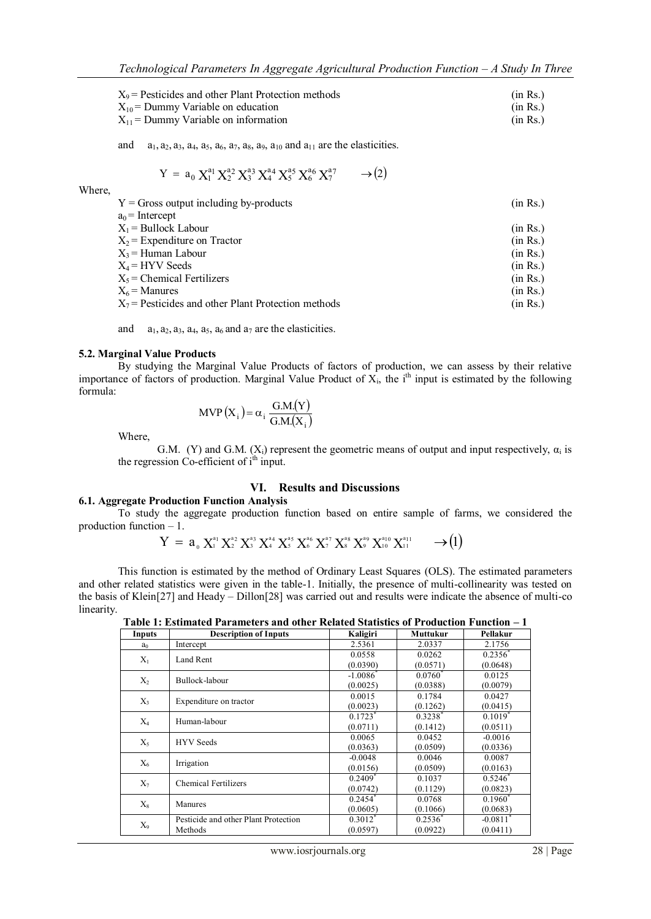$X_9$ = Pesticides and other Plant Protection methods (in Rs.)
$X_{10}$ = Dummy Variable on education (in Rs.)
$X_{11}$ = Dummy Variable on information (in Rs.)

and $a_1, a_2, a_3, a_4, a_5, a_6, a_7, a_8, a_9, a_{10}$ and $a_{11}$ are the elasticities.

$$Y = a_0 X_1^{a1} X_2^{a2} X_3^{a3} X_4^{a4} X_5^{a5} X_6^{a6} X_7^{a7} \qquad \rightarrow (2)$$

Where,

$Y$ = Gross output including by-products (in Rs.)
$a_0$ = Intercept
$X_1$ = Bullock Labour (in Rs.)
$X_2$ = Expenditure on Tractor (in Rs.)
$X_3$ = Human Labour (in Rs.)
$X_4$ = HYV Seeds (in Rs.)
$X_5$ = Chemical Fertilizers (in Rs.)
$X_6$ = Manures (in Rs.)
$X_7$ = Pesticides and other Plant Protection methods (in Rs.)

and $a_1, a_2, a_3, a_4, a_5, a_6$ and $a_7$ are the elasticities.

### 5.2. Marginal Value Products

By studying the Marginal Value Products of factors of production, we can assess by their relative importance of factors of production. Marginal Value Product of $X_i$, the $i^{th}$ input is estimated by the following formula:

$$MVP(X_i) = \alpha_i \frac{G.M.(Y)}{G.M.(X_i)}$$

Where,

G.M. (Y) and G.M. ($X_i$) represent the geometric means of output and input respectively, $\alpha_i$ is the regression Co-efficient of $i^{th}$ input.

## VI. Results and Discussions

### 6.1. Aggregate Production Function Analysis

To study the aggregate production function based on entire sample of farms, we considered the production function – 1.

$$Y = a_0 X_1^{a1} X_2^{a2} X_3^{a3} X_4^{a4} X_5^{a5} X_6^{a6} X_7^{a7} X_8^{a8} X_9^{a9} X_{10}^{a10} X_{11}^{a11} \qquad \rightarrow (1)$$

This function is estimated by the method of Ordinary Least Squares (OLS). The estimated parameters and other related statistics were given in the table-1. Initially, the presence of multi-collinearity was tested on the basis of Klein[27] and Heady – Dillon[28] was carried out and results were indicate the absence of multi-co linearity.

**Table 1: Estimated Parameters and other Related Statistics of Production Function – 1**

| Inputs | Description of Inputs | Kaligiri | Muttukur | Pellakur |
|---|---|---|---|---|
| $a_0$ | Intercept | 2.5361 | 2.0337 | 2.1756 |
| $X_1$ | Land Rent | 0.0558<br>(0.0390) | 0.0262<br>(0.0571) | 0.2356*<br>(0.0648) |
| $X_2$ | Bullock-labour | -1.0086*<br>(0.0025) | 0.0760*<br>(0.0388) | 0.0125<br>(0.0079) |
| $X_3$ | Expenditure on tractor | 0.0015<br>(0.0023) | 0.1784<br>(0.1262) | 0.0427<br>(0.0415) |
| $X_4$ | Human-labour | 0.1723*<br>(0.0711) | 0.3238*<br>(0.1412) | 0.1019*<br>(0.0511) |
| $X_5$ | HYV Seeds | 0.0065<br>(0.0363) | 0.0452<br>(0.0509) | -0.0016<br>(0.0336) |
| $X_6$ | Irrigation | -0.0048<br>(0.0156) | 0.0046<br>(0.0509) | 0.0087<br>(0.0163) |
| $X_7$ | Chemical Fertilizers | 0.2409*<br>(0.0742) | 0.1037<br>(0.1129) | 0.5246*<br>(0.0823) |
| $X_8$ | Manures | 0.2454*<br>(0.0605) | 0.0768<br>(0.1066) | 0.1960*<br>(0.0683) |
| $X_9$ | Pesticide and other Plant Protection Methods | 0.3012*<br>(0.0597) | 0.2536*<br>(0.0922) | -0.0811*<br>(0.0411) |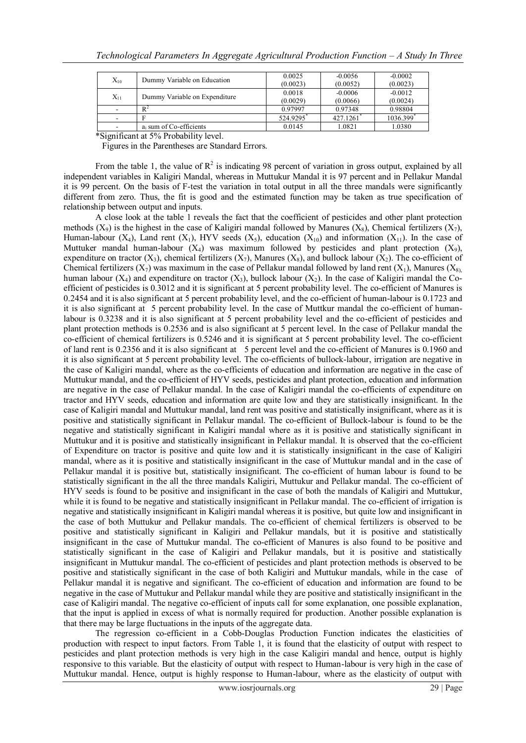| $X_{10}$ | Dummy Variable on Education | 0.0025 (0.0023) | -0.0056 (0.0052) | -0.0002 (0.0023) |
|---|---|---|---|---|
| $X_{11}$ | Dummy Variable on Expenditure | 0.0018 (0.0029) | -0.0006 (0.0066) | -0.0012 (0.0024) |
| - | $R^2$ | 0.97997 | 0.97348 | 0.98804 |
| - | F | 524.9295* | 427.1261* | 1036.399* |
| - | $a_i$ sum of Co-efficients | 0.0145 | 1.0821 | 1.0380 |

*Significant at 5% Probability level.

Figures in the Parentheses are Standard Errors.

From the table 1, the value of $R^2$ is indicating 98 percent of variation in gross output, explained by all independent variables in Kaligiri Mandal, whereas in Muttukur Mandal it is 97 percent and in Pellakur Mandal it is 99 percent. On the basis of F-test the variation in total output in all the three mandals were significantly different from zero. Thus, the fit is good and the estimated function may be taken as true specification of relationship between output and inputs.

A close look at the table 1 reveals the fact that the coefficient of pesticides and other plant protection methods ($X_9$) is the highest in the case of Kaligiri mandal followed by Manures ($X_8$), Chemical fertilizers ($X_7$), Human-labour ($X_4$), Land rent ($X_1$), HYV seeds ($X_5$), education ($X_{10}$) and information ($X_{11}$). In the case of Muttuker mandal human-labour ($X_4$) was maximum followed by pesticides and plant protection ($X_9$), expenditure on tractor ($X_3$), chemical fertilizers ($X_7$), Manures ($X_8$), and bullock labour ($X_2$). The co-efficient of Chemical fertilizers ($X_7$) was maximum in the case of Pellakur mandal followed by land rent ($X_1$), Manures ($X_8$), human labour ($X_4$) and expenditure on tractor ($X_3$), bullock labour ($X_2$). In the case of Kaligiri mandal the Co-efficient of pesticides is 0.3012 and it is significant at 5 percent probability level. The co-efficient of Manures is 0.2454 and it is also significant at 5 percent probability level, and the co-efficient of human-labour is 0.1723 and it is also significant at 5 percent probability level. In the case of Muttkur mandal the co-efficient of human-labour is 0.3238 and it is also significant at 5 percent probability level and the co-efficient of pesticides and plant protection methods is 0.2536 and is also significant at 5 percent level. In the case of Pellakur mandal the co-efficient of chemical fertilizers is 0.5246 and it is significant at 5 percent probability level. The co-efficient of land rent is 0.2356 and it is also significant at 5 percent level and the co-efficient of Manures is 0.1960 and it is also significant at 5 percent probability level. The co-efficients of bullock-labour, irrigation are negative in the case of Kaligiri mandal, where as the co-efficients of education and information are negative in the case of Muttukur mandal, and the co-efficient of HYV seeds, pesticides and plant protection, education and information are negative in the case of Pellakur mandal. In the case of Kaligiri mandal the co-efficients of expenditure on tractor and HYV seeds, education and information are quite low and they are statistically insignificant. In the case of Kaligiri mandal and Muttukur mandal, land rent was positive and statistically insignificant, where as it is positive and statistically significant in Pellakur mandal. The co-efficient of Bullock-labour is found to be the negative and statistically significant in Kaligiri mandal where as it is positive and statistically significant in Muttukur and it is positive and statistically insignificant in Pellakur mandal. It is observed that the co-efficient of Expenditure on tractor is positive and quite low and it is statistically insignificant in the case of Kaligiri mandal, where as it is positive and statistically insignificant in the case of Muttukur mandal and in the case of Pellakur mandal it is positive but, statistically insignificant. The co-efficient of human labour is found to be statistically significant in the all the three mandals Kaligiri, Muttukur and Pellakur mandal. The co-efficient of HYV seeds is found to be positive and insignificant in the case of both the mandals of Kaligiri and Muttukur, while it is found to be negative and statistically insignificant in Pellakur mandal. The co-efficient of irrigation is negative and statistically insignificant in Kaligiri mandal whereas it is positive, but quite low and insignificant in the case of both Muttukur and Pellakur mandals. The co-efficient of chemical fertilizers is observed to be positive and statistically significant in Kaligiri and Pellakur mandals, but it is positive and statistically insignificant in the case of Muttukur mandal. The co-efficient of Manures is also found to be positive and statistically significant in the case of Kaligiri and Pellakur mandals, but it is positive and statistically insignificant in Muttukur mandal. The co-efficient of pesticides and plant protection methods is observed to be positive and statistically significant in the case of both Kaligiri and Muttukur mandals, while in the case of Pellakur mandal it is negative and significant. The co-efficient of education and information are found to be negative in the case of Muttukur and Pellakur mandal while they are positive and statistically insignificant in the case of Kaligiri mandal. The negative co-efficient of inputs call for some explanation, one possible explanation, that the input is applied in excess of what is normally required for production. Another possible explanation is that there may be large fluctuations in the inputs of the aggregate data.

The regression co-efficient in a Cobb-Douglas Production Function indicates the elasticities of production with respect to input factors. From Table 1, it is found that the elasticity of output with respect to pesticides and plant protection methods is very high in the case Kaligiri mandal and hence, output is highly responsive to this variable. But the elasticity of output with respect to Human-labour is very high in the case of Muttukur mandal. Hence, output is highly response to Human-labour, where as the elasticity of output with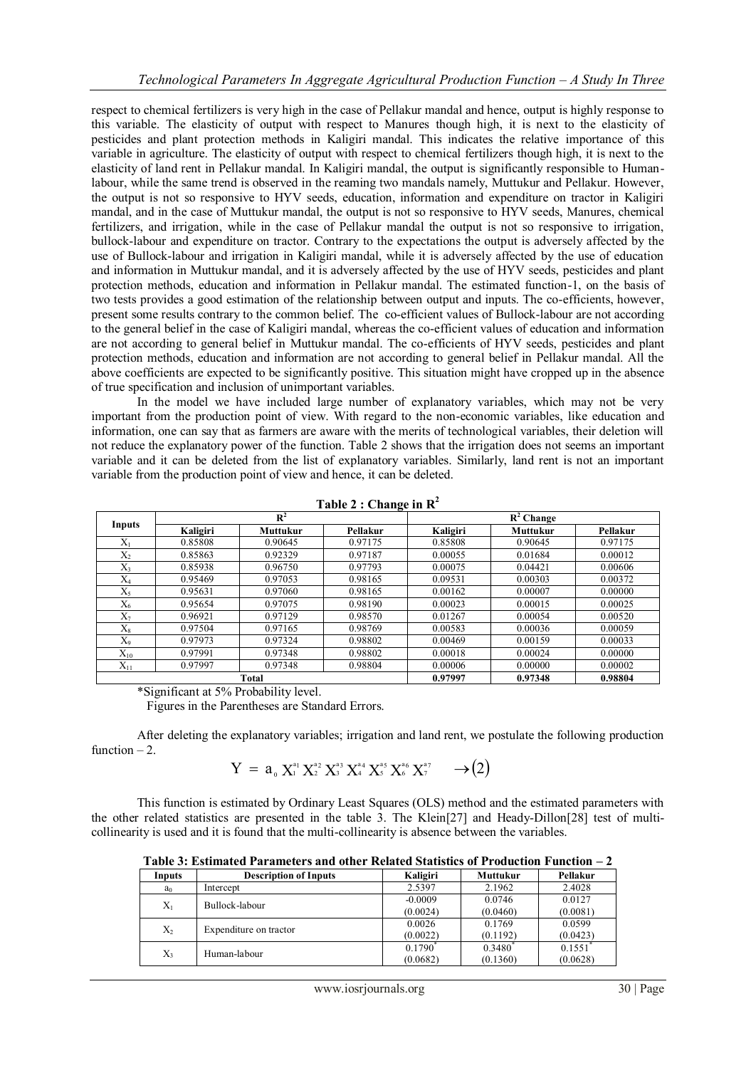respect to chemical fertilizers is very high in the case of Pellakur mandal and hence, output is highly response to this variable. The elasticity of output with respect to Manures though high, it is next to the elasticity of pesticides and plant protection methods in Kaligiri mandal. This indicates the relative importance of this variable in agriculture. The elasticity of output with respect to chemical fertilizers though high, it is next to the elasticity of land rent in Pellakur mandal. In Kaligiri mandal, the output is significantly responsible to Human-labour, while the same trend is observed in the reaming two mandals namely, Muttukur and Pellakur. However, the output is not so responsive to HYV seeds, education, information and expenditure on tractor in Kaligiri mandal, and in the case of Muttukur mandal, the output is not so responsive to HYV seeds, Manures, chemical fertilizers, and irrigation, while in the case of Pellakur mandal the output is not so responsive to irrigation, bullock-labour and expenditure on tractor. Contrary to the expectations the output is adversely affected by the use of Bullock-labour and irrigation in Kaligiri mandal, while it is adversely affected by the use of education and information in Muttukur mandal, and it is adversely affected by the use of HYV seeds, pesticides and plant protection methods, education and information in Pellakur mandal. The estimated function-1, on the basis of two tests provides a good estimation of the relationship between output and inputs. The co-efficients, however, present some results contrary to the common belief. The co-efficient values of Bullock-labour are not according to the general belief in the case of Kaligiri mandal, whereas the co-efficient values of education and information are not according to general belief in Muttukur mandal. The co-efficients of HYV seeds, pesticides and plant protection methods, education and information are not according to general belief in Pellakur mandal. All the above coefficients are expected to be significantly positive. This situation might have cropped up in the absence of true specification and inclusion of unimportant variables.

In the model we have included large number of explanatory variables, which may not be very important from the production point of view. With regard to the non-economic variables, like education and information, one can say that as farmers are aware with the merits of technological variables, their deletion will not reduce the explanatory power of the function. Table 2 shows that the irrigation does not seems an important variable and it can be deleted from the list of explanatory variables. Similarly, land rent is not an important variable from the production point of view and hence, it can be deleted.

**Table 2 : Change in $R^2$**

| Inputs | $R^2$ | | | $R^2$ Change | | |
|---|---|---|---|---|---|---|
| | Kaligiri | Muttukur | Pellakur | Kaligiri | Muttukur | Pellakur |
| $X_1$ | 0.85808 | 0.90645 | 0.97175 | 0.85808 | 0.90645 | 0.97175 |
| $X_2$ | 0.85863 | 0.92329 | 0.97187 | 0.00055 | 0.01684 | 0.00012 |
| $X_3$ | 0.85938 | 0.96750 | 0.97793 | 0.00075 | 0.04421 | 0.00606 |
| $X_4$ | 0.95469 | 0.97053 | 0.98165 | 0.09531 | 0.00303 | 0.00372 |
| $X_5$ | 0.95631 | 0.97060 | 0.98165 | 0.00162 | 0.00007 | 0.00000 |
| $X_6$ | 0.95654 | 0.97075 | 0.98190 | 0.00023 | 0.00015 | 0.00025 |
| $X_7$ | 0.96921 | 0.97129 | 0.98570 | 0.01267 | 0.00054 | 0.00520 |
| $X_8$ | 0.97504 | 0.97165 | 0.98769 | 0.00583 | 0.00036 | 0.00059 |
| $X_9$ | 0.97973 | 0.97324 | 0.98802 | 0.00469 | 0.00159 | 0.00033 |
| $X_{10}$ | 0.97991 | 0.97348 | 0.98802 | 0.00018 | 0.00024 | 0.00000 |
| $X_{11}$ | 0.97997 | 0.97348 | 0.98804 | 0.00006 | 0.00000 | 0.00002 |
| Total | | | | 0.97997 | 0.97348 | 0.98804 |

*Significant at 5% Probability level.

Figures in the Parentheses are Standard Errors.

After deleting the explanatory variables; irrigation and land rent, we postulate the following production function – 2.

$$Y = a_0 X_1^{a_1} X_2^{a_2} X_3^{a_3} X_4^{a_4} X_5^{a_5} X_6^{a_6} X_7^{a_7} \quad \rightarrow (2)$$

This function is estimated by Ordinary Least Squares (OLS) method and the estimated parameters with the other related statistics are presented in the table 3. The Klein[27] and Heady-Dillon[28] test of multi-collinearity is used and it is found that the multi-collinearity is absence between the variables.

**Table 3: Estimated Parameters and other Related Statistics of Production Function – 2**

| Inputs | Description of Inputs | Kaligiri | Muttukur | Pellakur |
|---|---|---|---|---|
| $a_0$ | Intercept | 2.5397 | 2.1962 | 2.4028 |
| $X_1$ | Bullock-labour | -0.0009<br>(0.0024) | 0.0746<br>(0.0460) | 0.0127<br>(0.0081) |
| $X_2$ | Expenditure on tractor | 0.0026<br>(0.0022) | 0.1769<br>(0.1192) | 0.0599<br>(0.0423) |
| $X_3$ | Human-labour | 0.1790*<br>(0.0682) | 0.3480*<br>(0.1360) | 0.1551*<br>(0.0628) |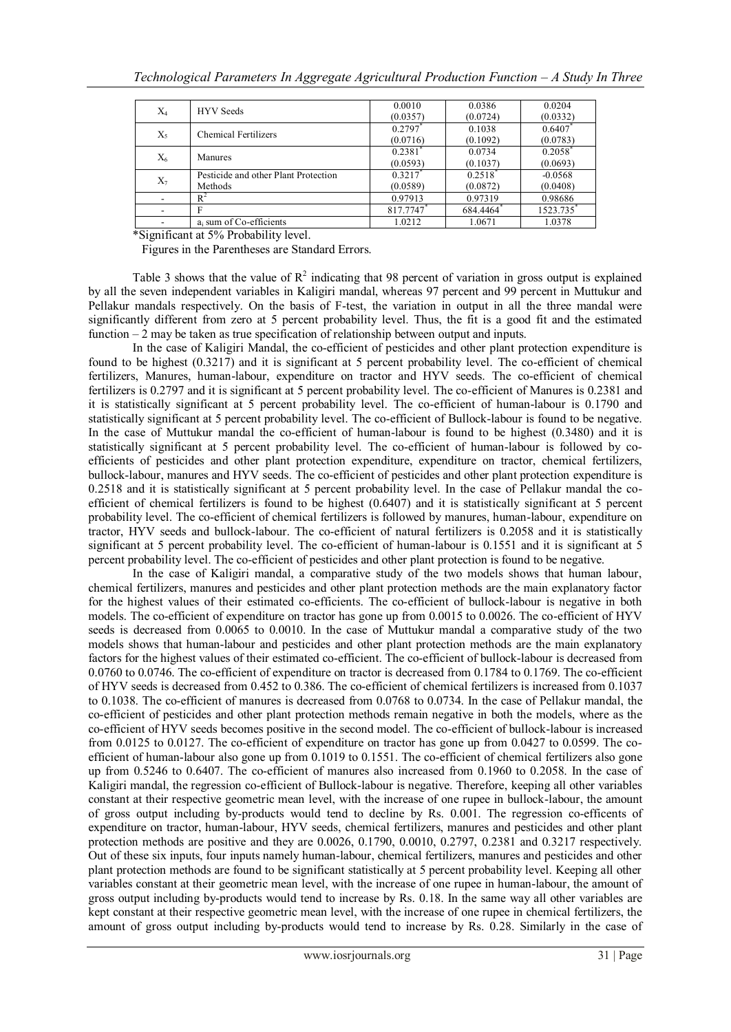| | | | | |
|---|---|---|---|---|
| $X_4$ | HYV Seeds | 0.0010 (0.0357) | 0.0386 (0.0724) | 0.0204 (0.0332) |
| $X_5$ | Chemical Fertilizers | 0.2797* (0.0716) | 0.1038 (0.1092) | 0.6407* (0.0783) |
| $X_6$ | Manures | 0.2381* (0.0593) | 0.0734 (0.1037) | 0.2058* (0.0693) |
| $X_7$ | Pesticide and other Plant Protection Methods | 0.3217* (0.0589) | 0.2518* (0.0872) | -0.0568 (0.0408) |
| - | $R^2$ | 0.97913 | 0.97319 | 0.98686 |
| - | F | 817.7747* | 684.4464* | 1523.735* |
| - | $a_i$ sum of Co-efficients | 1.0212 | 1.0671 | 1.0378 |

*Significant at 5% Probability level.

Figures in the Parentheses are Standard Errors.

Table 3 shows that the value of $R^2$ indicating that 98 percent of variation in gross output is explained by all the seven independent variables in Kaligiri mandal, whereas 97 percent and 99 percent in Muttukur and Pellakur mandals respectively. On the basis of F-test, the variation in output in all the three mandal were significantly different from zero at 5 percent probability level. Thus, the fit is a good fit and the estimated function – 2 may be taken as true specification of relationship between output and inputs.

In the case of Kaligiri Mandal, the co-efficient of pesticides and other plant protection expenditure is found to be highest (0.3217) and it is significant at 5 percent probability level. The co-efficient of chemical fertilizers, Manures, human-labour, expenditure on tractor and HYV seeds. The co-efficient of chemical fertilizers is 0.2797 and it is significant at 5 percent probability level. The co-efficient of Manures is 0.2381 and it is statistically significant at 5 percent probability level. The co-efficient of human-labour is 0.1790 and statistically significant at 5 percent probability level. The co-efficient of Bullock-labour is found to be negative. In the case of Muttukur mandal the co-efficient of human-labour is found to be highest (0.3480) and it is statistically significant at 5 percent probability level. The co-efficient of human-labour is followed by co-efficients of pesticides and other plant protection expenditure, expenditure on tractor, chemical fertilizers, bullock-labour, manures and HYV seeds. The co-efficient of pesticides and other plant protection expenditure is 0.2518 and it is statistically significant at 5 percent probability level. In the case of Pellakur mandal the co-efficient of chemical fertilizers is found to be highest (0.6407) and it is statistically significant at 5 percent probability level. The co-efficient of chemical fertilizers is followed by manures, human-labour, expenditure on tractor, HYV seeds and bullock-labour. The co-efficient of natural fertilizers is 0.2058 and it is statistically significant at 5 percent probability level. The co-efficient of human-labour is 0.1551 and it is significant at 5 percent probability level. The co-efficient of pesticides and other plant protection is found to be negative.

In the case of Kaligiri mandal, a comparative study of the two models shows that human labour, chemical fertilizers, manures and pesticides and other plant protection methods are the main explanatory factor for the highest values of their estimated co-efficients. The co-efficient of bullock-labour is negative in both models. The co-efficient of expenditure on tractor has gone up from 0.0015 to 0.0026. The co-efficient of HYV seeds is decreased from 0.0065 to 0.0010. In the case of Muttukur mandal a comparative study of the two models shows that human-labour and pesticides and other plant protection methods are the main explanatory factors for the highest values of their estimated co-efficient. The co-efficient of bullock-labour is decreased from 0.0760 to 0.0746. The co-efficient of expenditure on tractor is decreased from 0.1784 to 0.1769. The co-efficient of HYV seeds is decreased from 0.452 to 0.386. The co-efficient of chemical fertilizers is increased from 0.1037 to 0.1038. The co-efficient of manures is decreased from 0.0768 to 0.0734. In the case of Pellakur mandal, the co-efficient of pesticides and other plant protection methods remain negative in both the models, where as the co-efficient of HYV seeds becomes positive in the second model. The co-efficient of bullock-labour is increased from 0.0125 to 0.0127. The co-efficient of expenditure on tractor has gone up from 0.0427 to 0.0599. The co-efficient of human-labour also gone up from 0.1019 to 0.1551. The co-efficient of chemical fertilizers also gone up from 0.5246 to 0.6407. The co-efficient of manures also increased from 0.1960 to 0.2058. In the case of Kaligiri mandal, the regression co-efficient of Bullock-labour is negative. Therefore, keeping all other variables constant at their respective geometric mean level, with the increase of one rupee in bullock-labour, the amount of gross output including by-products would tend to decline by Rs. 0.001. The regression co-efficents of expenditure on tractor, human-labour, HYV seeds, chemical fertilizers, manures and pesticides and other plant protection methods are positive and they are 0.0026, 0.1790, 0.0010, 0.2797, 0.2381 and 0.3217 respectively. Out of these six inputs, four inputs namely human-labour, chemical fertilizers, manures and pesticides and other plant protection methods are found to be significant statistically at 5 percent probability level. Keeping all other variables constant at their geometric mean level, with the increase of one rupee in human-labour, the amount of gross output including by-products would tend to increase by Rs. 0.18. In the same way all other variables are kept constant at their respective geometric mean level, with the increase of one rupee in chemical fertilizers, the amount of gross output including by-products would tend to increase by Rs. 0.28. Similarly in the case of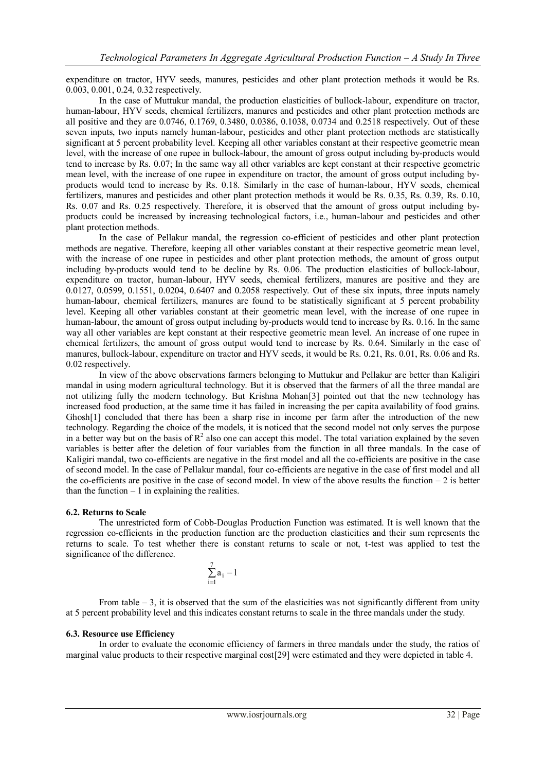expenditure on tractor, HYV seeds, manures, pesticides and other plant protection methods it would be Rs. 0.003, 0.001, 0.24, 0.32 respectively.

In the case of Muttukur mandal, the production elasticities of bullock-labour, expenditure on tractor, human-labour, HYV seeds, chemical fertilizers, manures and pesticides and other plant protection methods are all positive and they are 0.0746, 0.1769, 0.3480, 0.0386, 0.1038, 0.0734 and 0.2518 respectively. Out of these seven inputs, two inputs namely human-labour, pesticides and other plant protection methods are statistically significant at 5 percent probability level. Keeping all other variables constant at their respective geometric mean level, with the increase of one rupee in bullock-labour, the amount of gross output including by-products would tend to increase by Rs. 0.07; In the same way all other variables are kept constant at their respective geometric mean level, with the increase of one rupee in expenditure on tractor, the amount of gross output including by-products would tend to increase by Rs. 0.18. Similarly in the case of human-labour, HYV seeds, chemical fertilizers, manures and pesticides and other plant protection methods it would be Rs. 0.35, Rs. 0.39, Rs. 0.10, Rs. 0.07 and Rs. 0.25 respectively. Therefore, it is observed that the amount of gross output including by-products could be increased by increasing technological factors, i.e., human-labour and pesticides and other plant protection methods.

In the case of Pellakur mandal, the regression co-efficient of pesticides and other plant protection methods are negative. Therefore, keeping all other variables constant at their respective geometric mean level, with the increase of one rupee in pesticides and other plant protection methods, the amount of gross output including by-products would tend to be decline by Rs. 0.06. The production elasticities of bullock-labour, expenditure on tractor, human-labour, HYV seeds, chemical fertilizers, manures are positive and they are 0.0127, 0.0599, 0.1551, 0.0204, 0.6407 and 0.2058 respectively. Out of these six inputs, three inputs namely human-labour, chemical fertilizers, manures are found to be statistically significant at 5 percent probability level. Keeping all other variables constant at their geometric mean level, with the increase of one rupee in human-labour, the amount of gross output including by-products would tend to increase by Rs. 0.16. In the same way all other variables are kept constant at their respective geometric mean level. An increase of one rupee in chemical fertilizers, the amount of gross output would tend to increase by Rs. 0.64. Similarly in the case of manures, bullock-labour, expenditure on tractor and HYV seeds, it would be Rs. 0.21, Rs. 0.01, Rs. 0.06 and Rs. 0.02 respectively.

In view of the above observations farmers belonging to Muttukur and Pellakur are better than Kaligiri mandal in using modern agricultural technology. But it is observed that the farmers of all the three mandal are not utilizing fully the modern technology. But Krishna Mohan[3] pointed out that the new technology has increased food production, at the same time it has failed in increasing the per capita availability of food grains. Ghosh[1] concluded that there has been a sharp rise in income per farm after the introduction of the new technology. Regarding the choice of the models, it is noticed that the second model not only serves the purpose in a better way but on the basis of $R^2$ also one can accept this model. The total variation explained by the seven variables is better after the deletion of four variables from the function in all three mandals. In the case of Kaligiri mandal, two co-efficients are negative in the first model and all the co-efficients are positive in the case of second model. In the case of Pellakur mandal, four co-efficients are negative in the case of first model and all the co-efficients are positive in the case of second model. In view of the above results the function – 2 is better than the function – 1 in explaining the realities.

#### 6.2. Returns to Scale

The unrestricted form of Cobb-Douglas Production Function was estimated. It is well known that the regression co-efficients in the production function are the production elasticities and their sum represents the returns to scale. To test whether there is constant returns to scale or not, t-test was applied to test the significance of the difference.

$$\sum_{i=1}^{7} a_i - 1$$

From table – 3, it is observed that the sum of the elasticities was not significantly different from unity at 5 percent probability level and this indicates constant returns to scale in the three mandals under the study.

#### 6.3. Resource use Efficiency

In order to evaluate the economic efficiency of farmers in three mandals under the study, the ratios of marginal value products to their respective marginal cost[29] were estimated and they were depicted in table 4.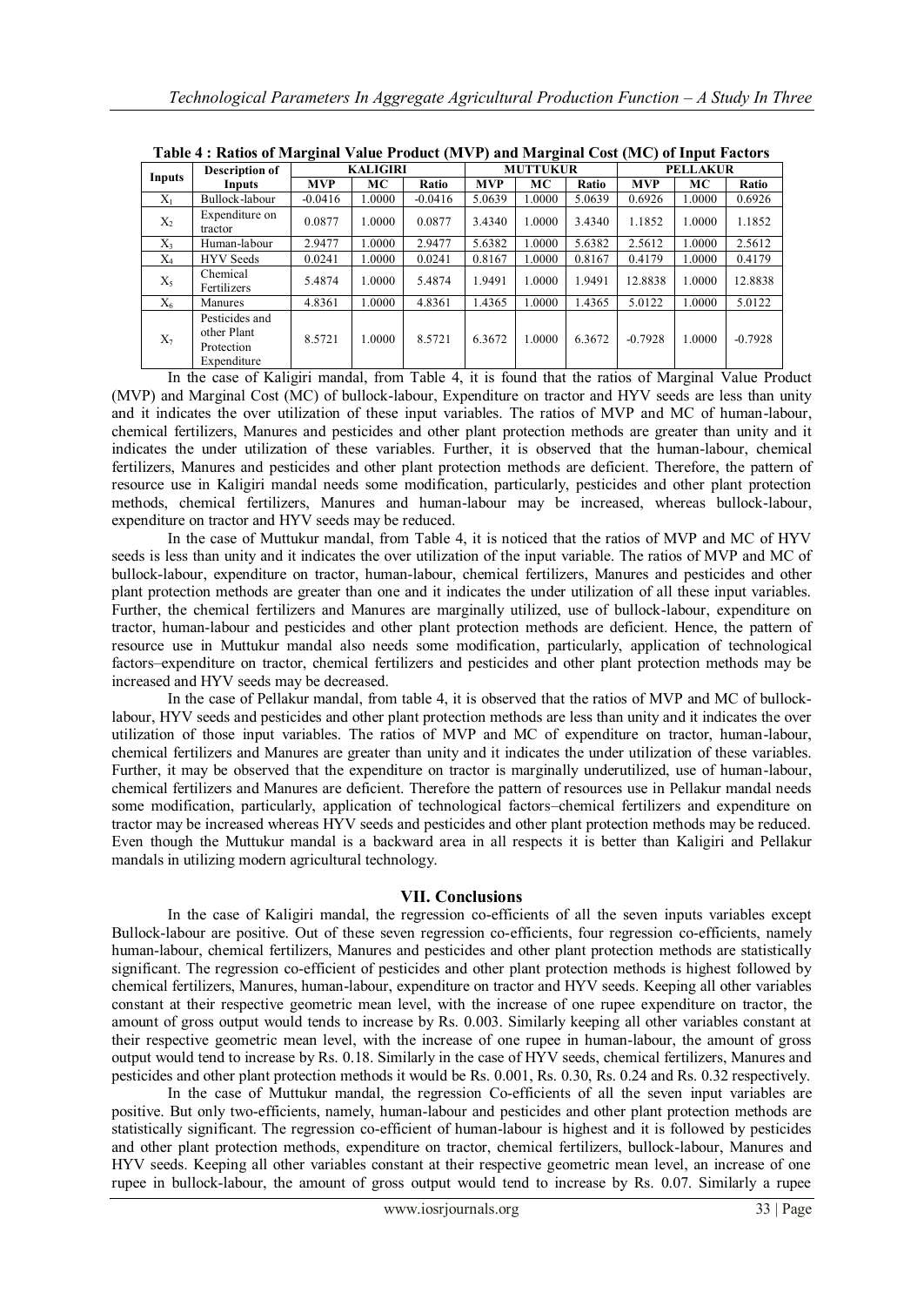**Table 4 : Ratios of Marginal Value Product (MVP) and Marginal Cost (MC) of Input Factors**

| Inputs | Description of Inputs | KALIGIRI | | | MUTTUKUR | | | PELLAKUR | | |
|---|---|---|---|---|---|---|---|---|---|---|
| | | MVP | MC | Ratio | MVP | MC | Ratio | MVP | MC | Ratio |
| $X_1$ | Bullock-labour | -0.0416 | 1.0000 | -0.0416 | 5.0639 | 1.0000 | 5.0639 | 0.6926 | 1.0000 | 0.6926 |
| $X_2$ | Expenditure on tractor | 0.0877 | 1.0000 | 0.0877 | 3.4340 | 1.0000 | 3.4340 | 1.1852 | 1.0000 | 1.1852 |
| $X_3$ | Human-labour | 2.9477 | 1.0000 | 2.9477 | 5.6382 | 1.0000 | 5.6382 | 2.5612 | 1.0000 | 2.5612 |
| $X_4$ | HYV Seeds | 0.0241 | 1.0000 | 0.0241 | 0.8167 | 1.0000 | 0.8167 | 0.4179 | 1.0000 | 0.4179 |
| $X_5$ | Chemical Fertilizers | 5.4874 | 1.0000 | 5.4874 | 1.9491 | 1.0000 | 1.9491 | 12.8838 | 1.0000 | 12.8838 |
| $X_6$ | Manures | 4.8361 | 1.0000 | 4.8361 | 1.4365 | 1.0000 | 1.4365 | 5.0122 | 1.0000 | 5.0122 |
| $X_7$ | Pesticides and other Plant Protection Expenditure | 8.5721 | 1.0000 | 8.5721 | 6.3672 | 1.0000 | 6.3672 | -0.7928 | 1.0000 | -0.7928 |

In the case of Kaligiri mandal, from Table 4, it is found that the ratios of Marginal Value Product (MVP) and Marginal Cost (MC) of bullock-labour, Expenditure on tractor and HYV seeds are less than unity and it indicates the over utilization of these input variables. The ratios of MVP and MC of human-labour, chemical fertilizers, Manures and pesticides and other plant protection methods are greater than unity and it indicates the under utilization of these variables. Further, it is observed that the human-labour, chemical fertilizers, Manures and pesticides and other plant protection methods are deficient. Therefore, the pattern of resource use in Kaligiri mandal needs some modification, particularly, pesticides and other plant protection methods, chemical fertilizers, Manures and human-labour may be increased, whereas bullock-labour, expenditure on tractor and HYV seeds may be reduced.

In the case of Muttukur mandal, from Table 4, it is noticed that the ratios of MVP and MC of HYV seeds is less than unity and it indicates the over utilization of the input variable. The ratios of MVP and MC of bullock-labour, expenditure on tractor, human-labour, chemical fertilizers, Manures and pesticides and other plant protection methods are greater than one and it indicates the under utilization of all these input variables. Further, the chemical fertilizers and Manures are marginally utilized, use of bullock-labour, expenditure on tractor, human-labour and pesticides and other plant protection methods are deficient. Hence, the pattern of resource use in Muttukur mandal also needs some modification, particularly, application of technological factors–expenditure on tractor, chemical fertilizers and pesticides and other plant protection methods may be increased and HYV seeds may be decreased.

In the case of Pellakur mandal, from table 4, it is observed that the ratios of MVP and MC of bullock-labour, HYV seeds and pesticides and other plant protection methods are less than unity and it indicates the over utilization of those input variables. The ratios of MVP and MC of expenditure on tractor, human-labour, chemical fertilizers and Manures are greater than unity and it indicates the under utilization of these variables. Further, it may be observed that the expenditure on tractor is marginally underutilized, use of human-labour, chemical fertilizers and Manures are deficient. Therefore the pattern of resources use in Pellakur mandal needs some modification, particularly, application of technological factors–chemical fertilizers and expenditure on tractor may be increased whereas HYV seeds and pesticides and other plant protection methods may be reduced. Even though the Muttukur mandal is a backward area in all respects it is better than Kaligiri and Pellakur mandals in utilizing modern agricultural technology.

## VII. Conclusions

In the case of Kaligiri mandal, the regression co-efficients of all the seven inputs variables except Bullock-labour are positive. Out of these seven regression co-efficients, four regression co-efficients, namely human-labour, chemical fertilizers, Manures and pesticides and other plant protection methods are statistically significant. The regression co-efficient of pesticides and other plant protection methods is highest followed by chemical fertilizers, Manures, human-labour, expenditure on tractor and HYV seeds. Keeping all other variables constant at their respective geometric mean level, with the increase of one rupee expenditure on tractor, the amount of gross output would tends to increase by Rs. 0.003. Similarly keeping all other variables constant at their respective geometric mean level, with the increase of one rupee in human-labour, the amount of gross output would tend to increase by Rs. 0.18. Similarly in the case of HYV seeds, chemical fertilizers, Manures and pesticides and other plant protection methods it would be Rs. 0.001, Rs. 0.30, Rs. 0.24 and Rs. 0.32 respectively.

In the case of Muttukur mandal, the regression Co-efficients of all the seven input variables are positive. But only two-efficients, namely, human-labour and pesticides and other plant protection methods are statistically significant. The regression co-efficient of human-labour is highest and it is followed by pesticides and other plant protection methods, expenditure on tractor, chemical fertilizers, bullock-labour, Manures and HYV seeds. Keeping all other variables constant at their respective geometric mean level, an increase of one rupee in bullock-labour, the amount of gross output would tend to increase by Rs. 0.07. Similarly a rupee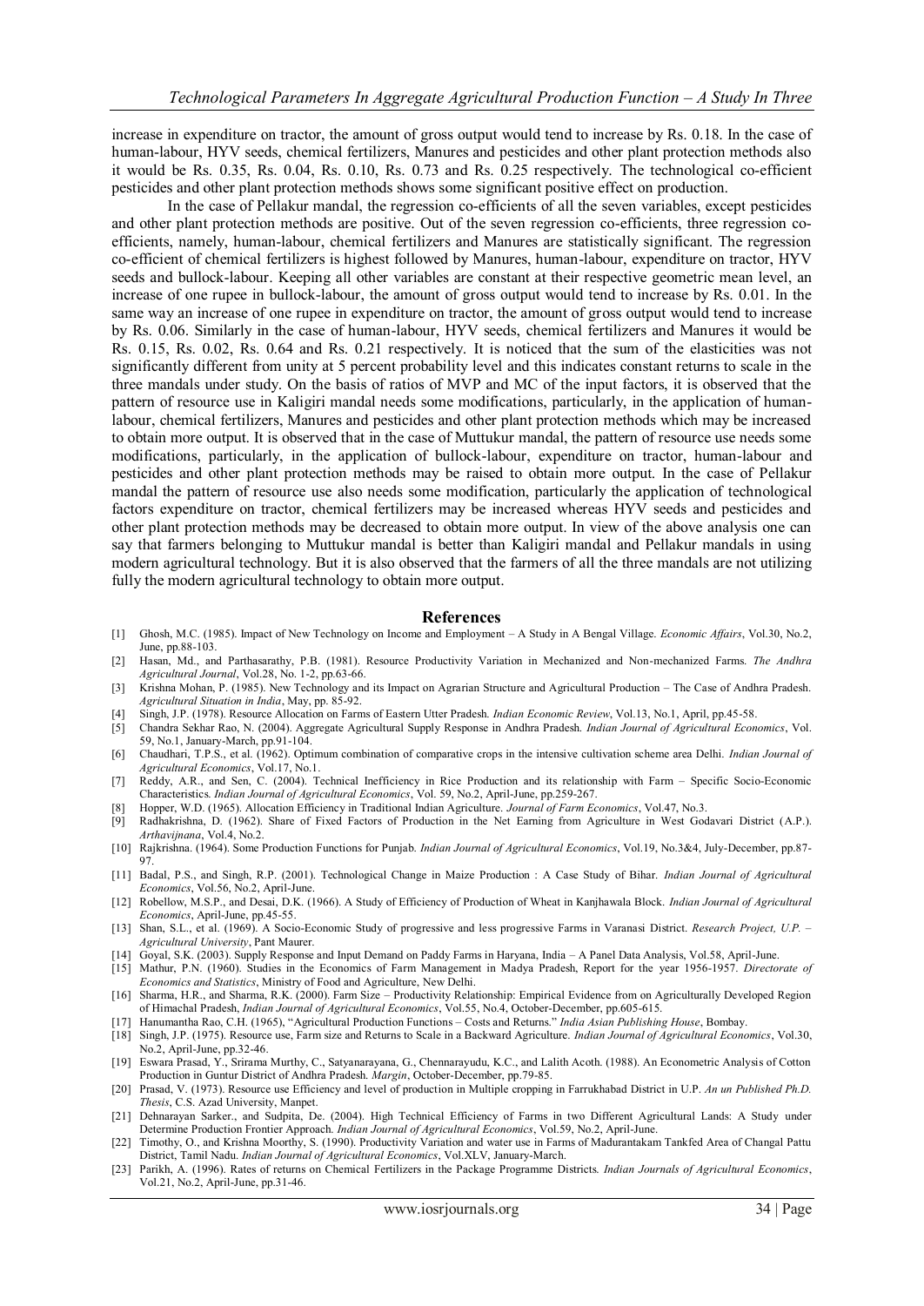increase in expenditure on tractor, the amount of gross output would tend to increase by Rs. 0.18. In the case of human-labour, HYV seeds, chemical fertilizers, Manures and pesticides and other plant protection methods also it would be Rs. 0.35, Rs. 0.04, Rs. 0.10, Rs. 0.73 and Rs. 0.25 respectively. The technological co-efficient pesticides and other plant protection methods shows some significant positive effect on production.

In the case of Pellakur mandal, the regression co-efficients of all the seven variables, except pesticides and other plant protection methods are positive. Out of the seven regression co-efficients, three regression co-efficients, namely, human-labour, chemical fertilizers and Manures are statistically significant. The regression co-efficient of chemical fertilizers is highest followed by Manures, human-labour, expenditure on tractor, HYV seeds and bullock-labour. Keeping all other variables are constant at their respective geometric mean level, an increase of one rupee in bullock-labour, the amount of gross output would tend to increase by Rs. 0.01. In the same way an increase of one rupee in expenditure on tractor, the amount of gross output would tend to increase by Rs. 0.06. Similarly in the case of human-labour, HYV seeds, chemical fertilizers and Manures it would be Rs. 0.15, Rs. 0.02, Rs. 0.64 and Rs. 0.21 respectively. It is noticed that the sum of the elasticities was not significantly different from unity at 5 percent probability level and this indicates constant returns to scale in the three mandals under study. On the basis of ratios of MVP and MC of the input factors, it is observed that the pattern of resource use in Kaligiri mandal needs some modifications, particularly, in the application of human-labour, chemical fertilizers, Manures and pesticides and other plant protection methods which may be increased to obtain more output. It is observed that in the case of Muttukur mandal, the pattern of resource use needs some modifications, particularly, in the application of bullock-labour, expenditure on tractor, human-labour and pesticides and other plant protection methods may be raised to obtain more output. In the case of Pellakur mandal the pattern of resource use also needs some modification, particularly the application of technological factors expenditure on tractor, chemical fertilizers may be increased whereas HYV seeds and pesticides and other plant protection methods may be decreased to obtain more output. In view of the above analysis one can say that farmers belonging to Muttukur mandal is better than Kaligiri mandal and Pellakur mandals in using modern agricultural technology. But it is also observed that the farmers of all the three mandals are not utilizing fully the modern agricultural technology to obtain more output.

## References

[1] Ghosh, M.C. (1985). Impact of New Technology on Income and Employment – A Study in A Bengal Village. *Economic Affairs*, Vol.30, No.2, June, pp.88-103.

[2] Hasan, Md., and Parthasarathy, P.B. (1981). Resource Productivity Variation in Mechanized and Non-mechanized Farms. *The Andhra Agricultural Journal*, Vol.28, No. 1-2, pp.63-66.

[3] Krishna Mohan, P. (1985). New Technology and its Impact on Agrarian Structure and Agricultural Production – The Case of Andhra Pradesh. *Agricultural Situation in India*, May, pp. 85-92.

[4] Singh, J.P. (1978). Resource Allocation on Farms of Eastern Utter Pradesh. *Indian Economic Review*, Vol.13, No.1, April, pp.45-58.

[5] Chandra Sekhar Rao, N. (2004). Aggregate Agricultural Supply Response in Andhra Pradesh. *Indian Journal of Agricultural Economics*, Vol. 59, No.1, January-March, pp.91-104.

[6] Chaudhari, T.P.S., et al. (1962). Optimum combination of comparative crops in the intensive cultivation scheme area Delhi. *Indian Journal of Agricultural Economics*, Vol.17, No.1.

[7] Reddy, A.R., and Sen, C. (2004). Technical Inefficiency in Rice Production and its relationship with Farm – Specific Socio-Economic Characteristics. *Indian Journal of Agricultural Economics*, Vol. 59, No.2, April-June, pp.259-267.

[8] Hopper, W.D. (1965). Allocation Efficiency in Traditional Indian Agriculture. *Journal of Farm Economics*, Vol.47, No.3.

[9] Radhakrishna, D. (1962). Share of Fixed Factors of Production in the Net Earning from Agriculture in West Godavari District (A.P.). *Arthavijnana*, Vol.4, No.2.

[10] Rajkrishna. (1964). Some Production Functions for Punjab. *Indian Journal of Agricultural Economics*, Vol.19, No.3&4, July-December, pp.87-97.

[11] Badal, P.S., and Singh, R.P. (2001). Technological Change in Maize Production : A Case Study of Bihar. *Indian Journal of Agricultural Economics*, Vol.56, No.2, April-June.

[12] Robellow, M.S.P., and Desai, D.K. (1966). A Study of Efficiency of Production of Wheat in Kanjhawala Block. *Indian Journal of Agricultural Economics*, April-June, pp.45-55.

[13] Shan, S.L., et al. (1969). A Socio-Economic Study of progressive and less progressive Farms in Varanasi District. *Research Project, U.P. – Agricultural University*, Pant Maurer.

[14] Goyal, S.K. (2003). Supply Response and Input Demand on Paddy Farms in Haryana, India – A Panel Data Analysis, Vol.58, April-June.

[15] Mathur, P.N. (1960). Studies in the Economics of Farm Management in Madya Pradesh, Report for the year 1956-1957. *Directorate of Economics and Statistics*, Ministry of Food and Agriculture, New Delhi.

[16] Sharma, H.R., and Sharma, R.K. (2000). Farm Size – Productivity Relationship: Empirical Evidence from on Agriculturally Developed Region of Himachal Pradesh, *Indian Journal of Agricultural Economics*, Vol.55, No.4, October-December, pp.605-615.

[17] Hanumantha Rao, C.H. (1965), "Agricultural Production Functions – Costs and Returns." *India Asian Publishing House*, Bombay.

[18] Singh, J.P. (1975). Resource use, Farm size and Returns to Scale in a Backward Agriculture. *Indian Journal of Agricultural Economics*, Vol.30, No.2, April-June, pp.32-46.

[19] Eswara Prasad, Y., Srirama Murthy, C., Satyanarayana, G., Chennarayudu, K.C., and Lalith Acoth. (1988). An Econometric Analysis of Cotton Production in Guntur District of Andhra Pradesh. *Margin*, October-December, pp.79-85.

[20] Prasad, V. (1973). Resource use Efficiency and level of production in Multiple cropping in Farrukhabad District in U.P. *An un Published Ph.D. Thesis*, C.S. Azad University, Manpet.

[21] Dehnarayan Sarker., and Sudpita, De. (2004). High Technical Efficiency of Farms in two Different Agricultural Lands: A Study under Determine Production Frontier Approach. *Indian Journal of Agricultural Economics*, Vol.59, No.2, April-June.

[22] Timothy, O., and Krishna Moorthy, S. (1990). Productivity Variation and water use in Farms of Madurantakam Tankfed Area of Changal Pattu District, Tamil Nadu. *Indian Journal of Agricultural Economics*, Vol.XLV, January-March.

[23] Parikh, A. (1996). Rates of returns on Chemical Fertilizers in the Package Programme Districts. *Indian Journals of Agricultural Economics*, Vol.21, No.2, April-June, pp.31-46.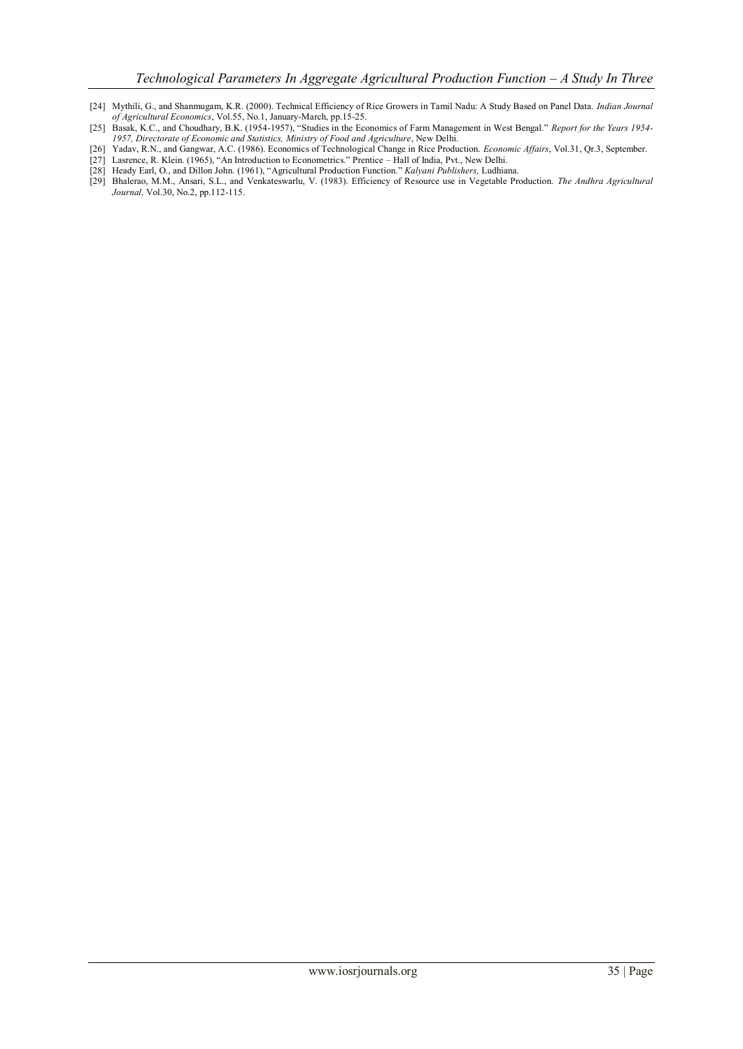[24] Mythili, G., and Shanmugam, K.R. (2000). Technical Efficiency of Rice Growers in Tamil Nadu: A Study Based on Panel Data. *Indian Journal of Agricultural Economics*, Vol.55, No.1, January-March, pp.15-25.

[25] Basak, K.C., and Choudhary, B.K. (1954-1957), "Studies in the Economics of Farm Management in West Bengal." *Report for the Years 1954-1957, Directorate of Economic and Statistics, Ministry of Food and Agriculture*, New Delhi.

[26] Yadav, R.N., and Gangwar, A.C. (1986). Economics of Technological Change in Rice Production. *Economic Affairs*, Vol.31, Qr.3, September.

[27] Lasrence, R. Klein. (1965), "An Introduction to Econometrics." Prentice – Hall of India, Pvt., New Delhi.

[28] Heady Earl, O., and Dillon John. (1961), "Agricultural Production Function." *Kalyani Publishers,* Ludhiana.

[29] Bhalerao, M.M., Ansari, S.L., and Venkateswarlu, V. (1983). Efficiency of Resource use in Vegetable Production. *The Andhra Agricultural Journal,* Vol.30, No.2, pp.112-115.